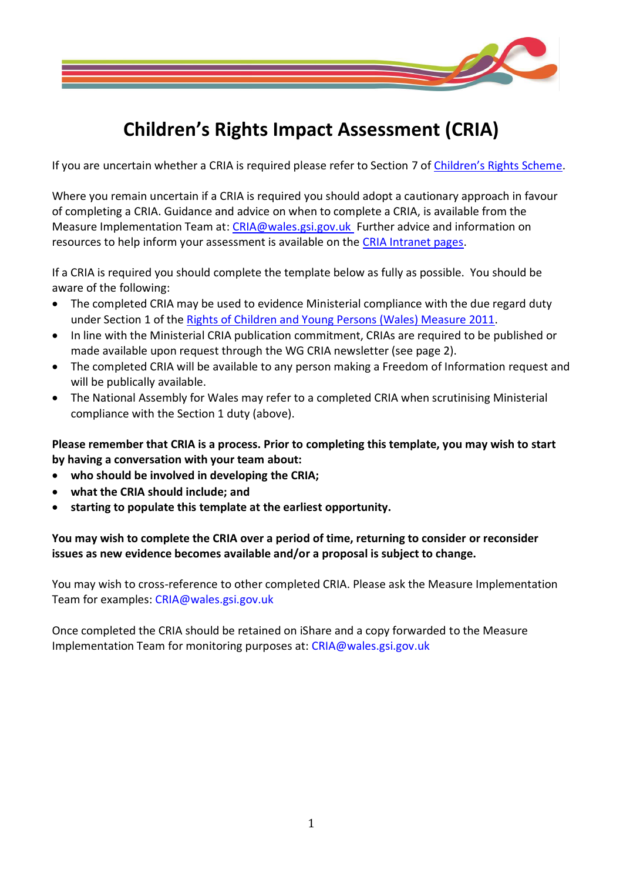# Children's Rights Impact Assessment (CRIA)

If you are uncertain whether a CRIA is required please refer to Section 7 of Children's Rights Scheme.

Where you remain uncertain if a CRIA is required you should adopt a cautionary approach in favour of completing a CRIA. Guidance and advice on when to complete a CRIA, is available from the Measure Implementation Team at: CRIA@wales.gsi.gov.uk Further advice and information on resources to help inform your assessment is available on the CRIA Intranet pages.

If a CRIA is required you should complete the template below as fully as possible. You should be aware of the following:

- The completed CRIA may be used to evidence Ministerial compliance with the due regard duty under Section 1 of the Rights of Children and Young Persons (Wales) Measure 2011.
- In line with the Ministerial CRIA publication commitment, CRIAs are required to be published or made available upon request through the WG CRIA newsletter (see page 2).
- The completed CRIA will be available to any person making a Freedom of Information request and will be publically available.
- The National Assembly for Wales may refer to a completed CRIA when scrutinising Ministerial compliance with the Section 1 duty (above).

**Please remember that CRIA is a process. Prior to completing this template, you may wish to start by having a conversation with your team about:**

- **who should be involved in developing the CRIA;**
- **what the CRIA should include; and**
- **starting to populate this template at the earliest opportunity.**

**You may wish to complete the CRIA over a period of time, returning to consider or reconsider issues as new evidence becomes available and/or a proposal is subject to change.**

You may wish to cross-reference to other completed CRIA. Please ask the Measure Implementation Team for examples: CRIA@wales.gsi.gov.uk

Once completed the CRIA should be retained on iShare and a copy forwarded to the Measure Implementation Team for monitoring purposes at: CRIA@wales.gsi.gov.uk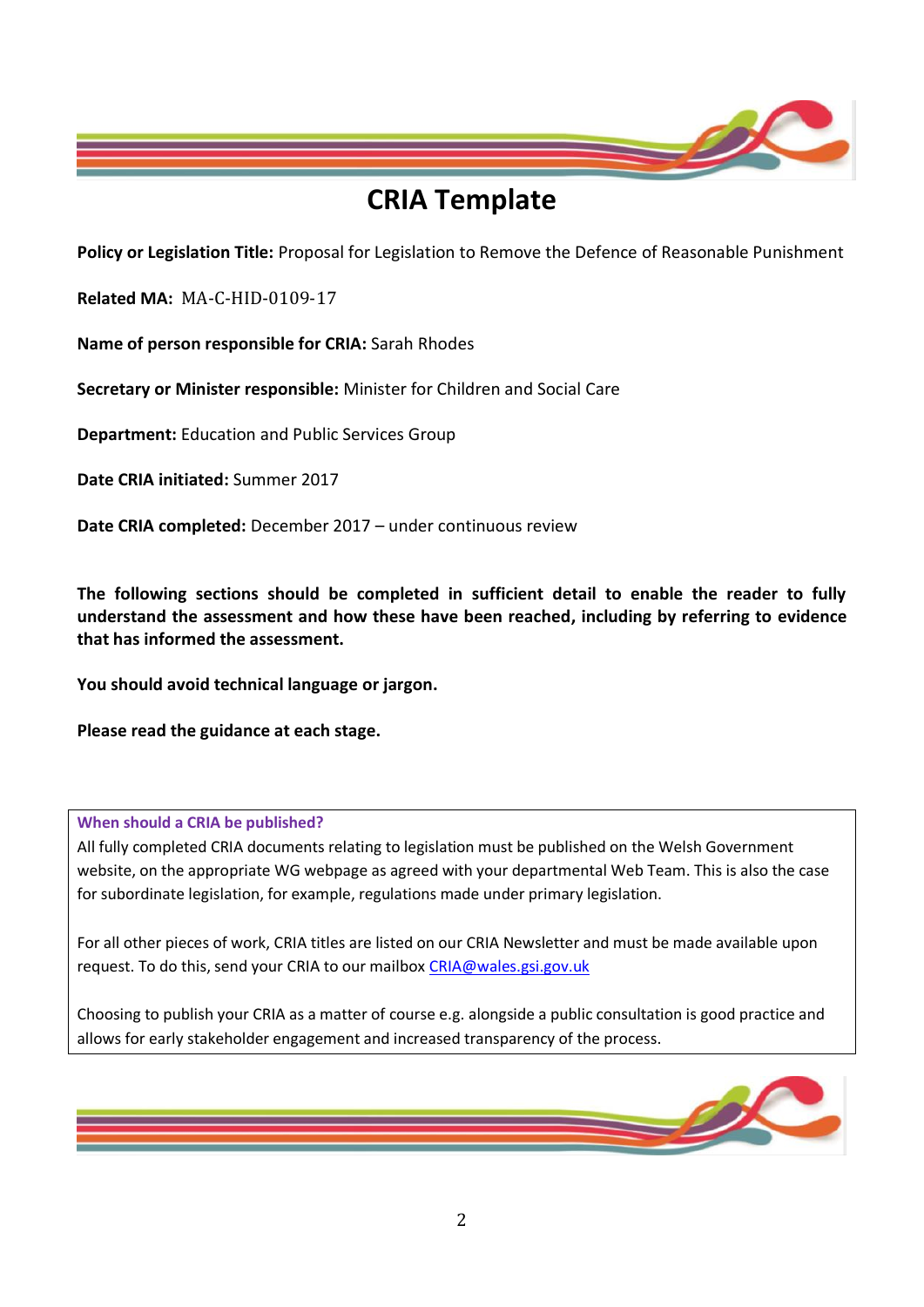# CRIA Template

**Policy or Legislation Title:** Proposal for Legislation to Remove the Defence of Reasonable Punishment

**Related MA:** MA-C-HID-0109-17

**Name of person responsible for CRIA:** Sarah Rhodes

**Secretary or Minister responsible:** Minister for Children and Social Care

**Department:** Education and Public Services Group

**Date CRIA initiated:** Summer 2017

**Date CRIA completed:** December 2017 – under continuous review

**The following sections should be completed in sufficient detail to enable the reader to fully understand the assessment and how these have been reached, including by referring to evidence that has informed the assessment.**

**You should avoid technical language or jargon.**

**Please read the guidance at each stage.**

**When should a CRIA be published?**

All fully completed CRIA documents relating to legislation must be published on the Welsh Government website, on the appropriate WG webpage as agreed with your departmental Web Team. This is also the case for subordinate legislation, for example, regulations made under primary legislation.

For all other pieces of work, CRIA titles are listed on our CRIA Newsletter and must be made available upon request. To do this, send your CRIA to our mailbox CRIA@wales.gsi.gov.uk

Choosing to publish your CRIA as a matter of course e.g. alongside a public consultation is good practice and allows for early stakeholder engagement and increased transparency of the process.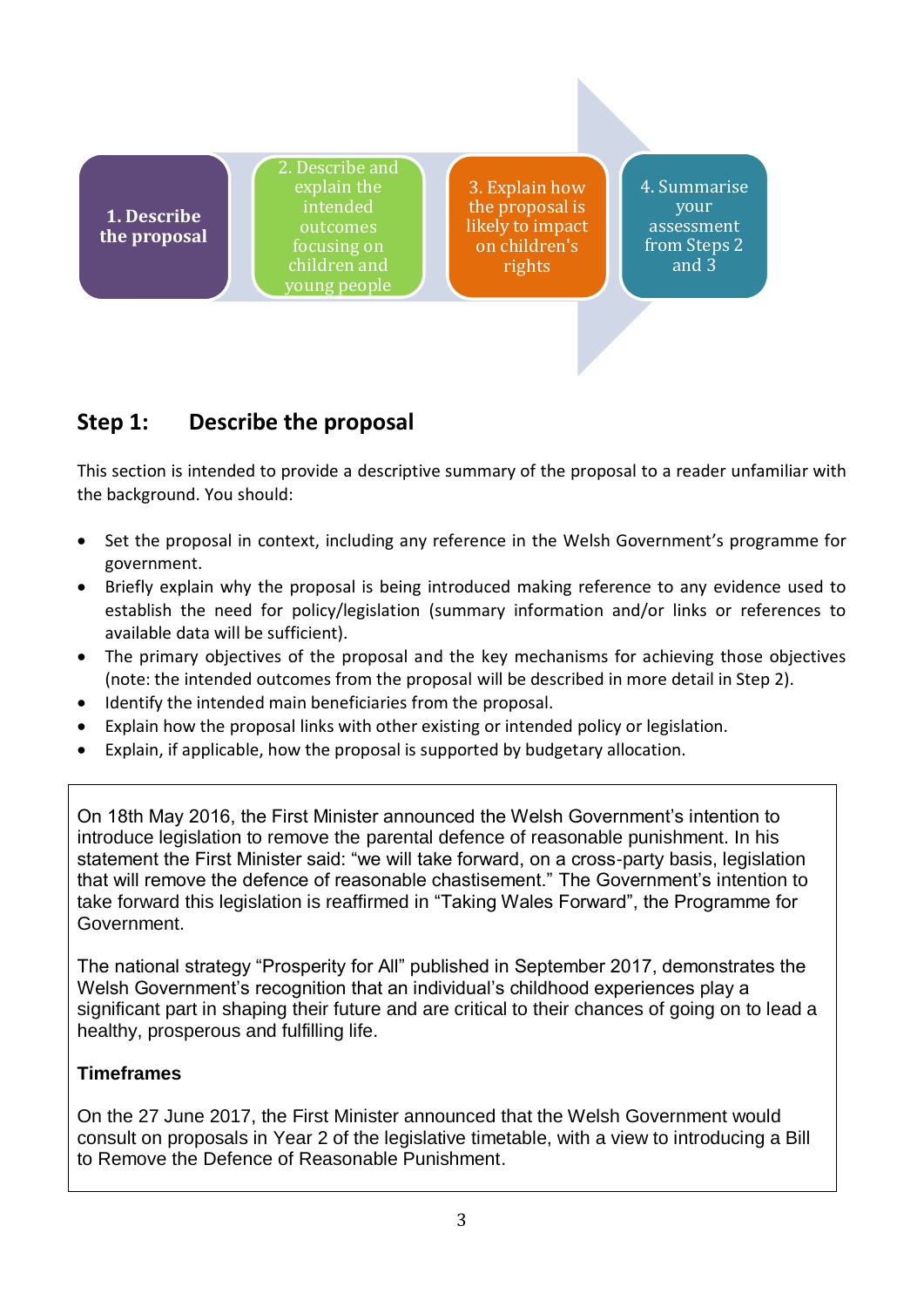1. Describe the proposal

2. Describe and explain the intended outcomes focusing on children and young people

3. Explain how the proposal is likely to impact on children's rights

4. Summarise your assessment from Steps 2 and 3

## Step 1: Describe the proposal

This section is intended to provide a descriptive summary of the proposal to a reader unfamiliar with the background. You should:

- Set the proposal in context, including any reference in the Welsh Government's programme for government.
- Briefly explain why the proposal is being introduced making reference to any evidence used to establish the need for policy/legislation (summary information and/or links or references to available data will be sufficient).
- The primary objectives of the proposal and the key mechanisms for achieving those objectives (note: the intended outcomes from the proposal will be described in more detail in Step 2).
- Identify the intended main beneficiaries from the proposal.
- Explain how the proposal links with other existing or intended policy or legislation.
- Explain, if applicable, how the proposal is supported by budgetary allocation.

On 18th May 2016, the First Minister announced the Welsh Government's intention to introduce legislation to remove the parental defence of reasonable punishment. In his statement the First Minister said: "we will take forward, on a cross-party basis, legislation that will remove the defence of reasonable chastisement." The Government's intention to take forward this legislation is reaffirmed in "Taking Wales Forward", the Programme for Government.

The national strategy "Prosperity for All" published in September 2017, demonstrates the Welsh Government's recognition that an individual's childhood experiences play a significant part in shaping their future and are critical to their chances of going on to lead a healthy, prosperous and fulfilling life.

**Timeframes**

On the 27 June 2017, the First Minister announced that the Welsh Government would consult on proposals in Year 2 of the legislative timetable, with a view to introducing a Bill to Remove the Defence of Reasonable Punishment.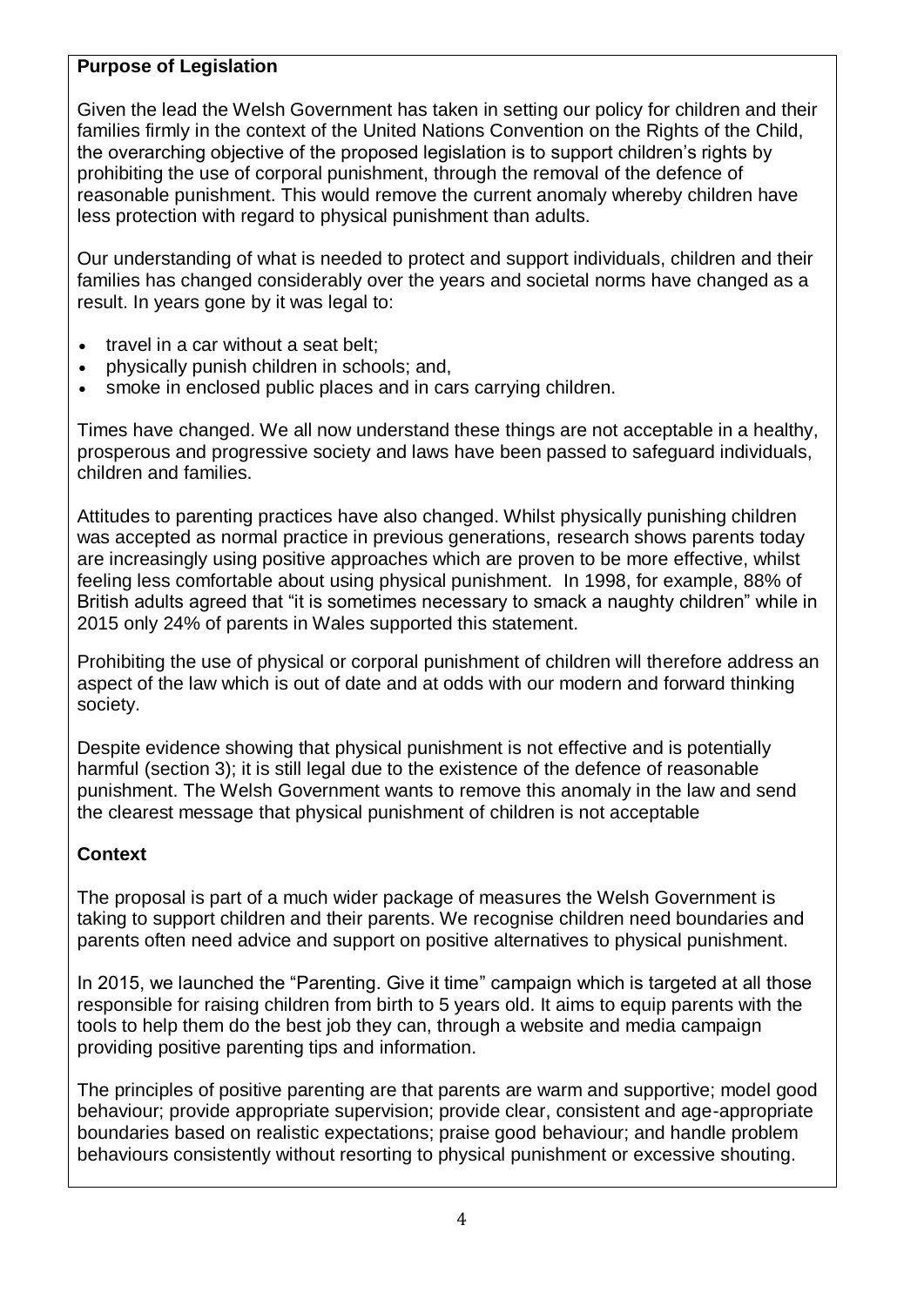**Purpose of Legislation**

Given the lead the Welsh Government has taken in setting our policy for children and their families firmly in the context of the United Nations Convention on the Rights of the Child, the overarching objective of the proposed legislation is to support children's rights by prohibiting the use of corporal punishment, through the removal of the defence of reasonable punishment. This would remove the current anomaly whereby children have less protection with regard to physical punishment than adults.

Our understanding of what is needed to protect and support individuals, children and their families has changed considerably over the years and societal norms have changed as a result. In years gone by it was legal to:

- travel in a car without a seat belt;
- physically punish children in schools; and,
- smoke in enclosed public places and in cars carrying children.

Times have changed. We all now understand these things are not acceptable in a healthy, prosperous and progressive society and laws have been passed to safeguard individuals, children and families.

Attitudes to parenting practices have also changed. Whilst physically punishing children was accepted as normal practice in previous generations, research shows parents today are increasingly using positive approaches which are proven to be more effective, whilst feeling less comfortable about using physical punishment. In 1998, for example, 88% of British adults agreed that "it is sometimes necessary to smack a naughty children" while in 2015 only 24% of parents in Wales supported this statement.

Prohibiting the use of physical or corporal punishment of children will therefore address an aspect of the law which is out of date and at odds with our modern and forward thinking society.

Despite evidence showing that physical punishment is not effective and is potentially harmful (section 3); it is still legal due to the existence of the defence of reasonable punishment. The Welsh Government wants to remove this anomaly in the law and send the clearest message that physical punishment of children is not acceptable

**Context**

The proposal is part of a much wider package of measures the Welsh Government is taking to support children and their parents. We recognise children need boundaries and parents often need advice and support on positive alternatives to physical punishment.

In 2015, we launched the "Parenting. Give it time" campaign which is targeted at all those responsible for raising children from birth to 5 years old. It aims to equip parents with the tools to help them do the best job they can, through a website and media campaign providing positive parenting tips and information.

The principles of positive parenting are that parents are warm and supportive; model good behaviour; provide appropriate supervision; provide clear, consistent and age-appropriate boundaries based on realistic expectations; praise good behaviour; and handle problem behaviours consistently without resorting to physical punishment or excessive shouting.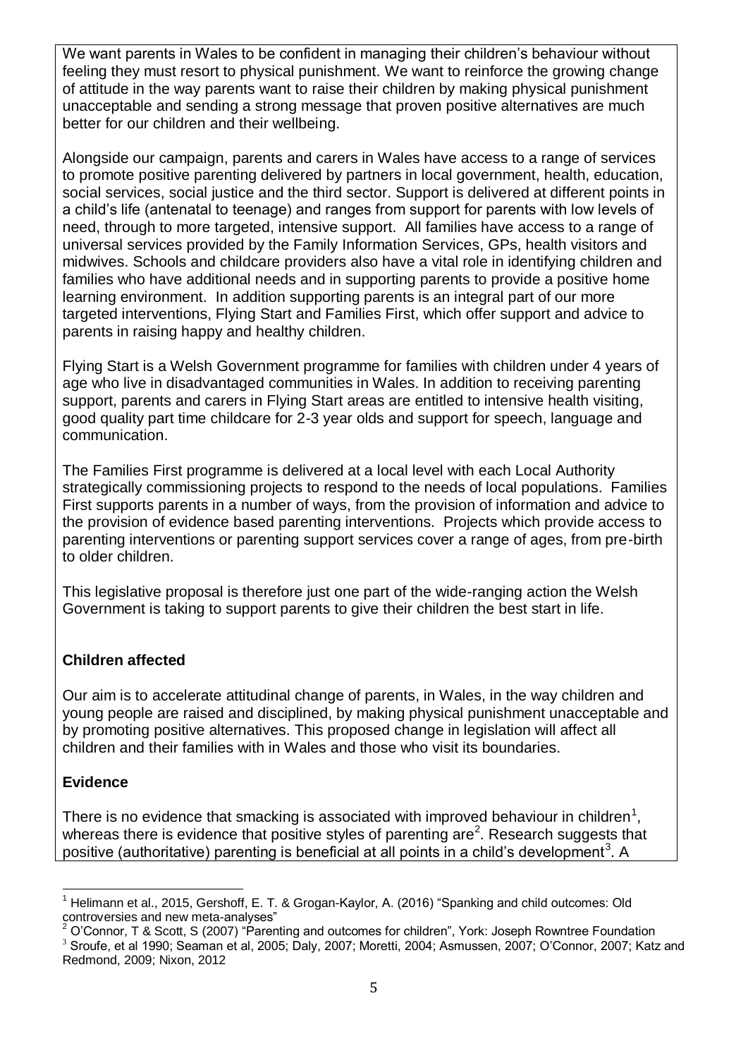We want parents in Wales to be confident in managing their children's behaviour without feeling they must resort to physical punishment. We want to reinforce the growing change of attitude in the way parents want to raise their children by making physical punishment unacceptable and sending a strong message that proven positive alternatives are much better for our children and their wellbeing.

Alongside our campaign, parents and carers in Wales have access to a range of services to promote positive parenting delivered by partners in local government, health, education, social services, social justice and the third sector. Support is delivered at different points in a child's life (antenatal to teenage) and ranges from support for parents with low levels of need, through to more targeted, intensive support. All families have access to a range of universal services provided by the Family Information Services, GPs, health visitors and midwives. Schools and childcare providers also have a vital role in identifying children and families who have additional needs and in supporting parents to provide a positive home learning environment. In addition supporting parents is an integral part of our more targeted interventions, Flying Start and Families First, which offer support and advice to parents in raising happy and healthy children.

Flying Start is a Welsh Government programme for families with children under 4 years of age who live in disadvantaged communities in Wales. In addition to receiving parenting support, parents and carers in Flying Start areas are entitled to intensive health visiting, good quality part time childcare for 2-3 year olds and support for speech, language and communication.

The Families First programme is delivered at a local level with each Local Authority strategically commissioning projects to respond to the needs of local populations. Families First supports parents in a number of ways, from the provision of information and advice to the provision of evidence based parenting interventions. Projects which provide access to parenting interventions or parenting support services cover a range of ages, from pre-birth to older children.

This legislative proposal is therefore just one part of the wide-ranging action the Welsh Government is taking to support parents to give their children the best start in life.

**Children affected**

Our aim is to accelerate attitudinal change of parents, in Wales, in the way children and young people are raised and disciplined, by making physical punishment unacceptable and by promoting positive alternatives. This proposed change in legislation will affect all children and their families with in Wales and those who visit its boundaries.

**Evidence**

There is no evidence that smacking is associated with improved behaviour in children[1], whereas there is evidence that positive styles of parenting are[2]. Research suggests that positive (authoritative) parenting is beneficial at all points in a child's development[3]. A

---

[1] Helimann et al., 2015, Gershoff, E. T. & Grogan-Kaylor, A. (2016) "Spanking and child outcomes: Old controversies and new meta-analyses"

[2] O'Connor, T & Scott, S (2007) "Parenting and outcomes for children", York: Joseph Rowntree Foundation

[3] Sroufe, et al 1990; Seaman et al, 2005; Daly, 2007; Moretti, 2004; Asmussen, 2007; O'Connor, 2007; Katz and Redmond, 2009; Nixon, 2012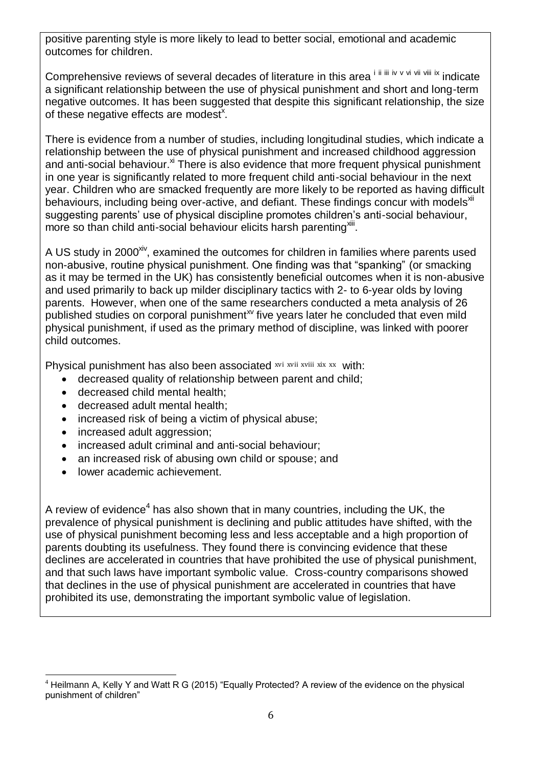positive parenting style is more likely to lead to better social, emotional and academic outcomes for children.

Comprehensive reviews of several decades of literature in this area [i ii iii iv v vi vii viii ix] indicate a significant relationship between the use of physical punishment and short and long-term negative outcomes. It has been suggested that despite this significant relationship, the size of these negative effects are modest[x].

There is evidence from a number of studies, including longitudinal studies, which indicate a relationship between the use of physical punishment and increased childhood aggression and anti-social behaviour.[xi] There is also evidence that more frequent physical punishment in one year is significantly related to more frequent child anti-social behaviour in the next year. Children who are smacked frequently are more likely to be reported as having difficult behaviours, including being over-active, and defiant. These findings concur with models[xii] suggesting parents' use of physical discipline promotes children's anti-social behaviour, more so than child anti-social behaviour elicits harsh parenting[xiii].

A US study in 2000[xiv], examined the outcomes for children in families where parents used non-abusive, routine physical punishment. One finding was that "spanking" (or smacking as it may be termed in the UK) has consistently beneficial outcomes when it is non-abusive and used primarily to back up milder disciplinary tactics with 2- to 6-year olds by loving parents. However, when one of the same researchers conducted a meta analysis of 26 published studies on corporal punishment[xv] five years later he concluded that even mild physical punishment, if used as the primary method of discipline, was linked with poorer child outcomes.

Physical punishment has also been associated [xvi xvii xviii xix xx] with:

- decreased quality of relationship between parent and child;
- decreased child mental health;
- decreased adult mental health;
- increased risk of being a victim of physical abuse;
- increased adult aggression;
- increased adult criminal and anti-social behaviour;
- an increased risk of abusing own child or spouse; and
- lower academic achievement.

A review of evidence[4] has also shown that in many countries, including the UK, the prevalence of physical punishment is declining and public attitudes have shifted, with the use of physical punishment becoming less and less acceptable and a high proportion of parents doubting its usefulness. They found there is convincing evidence that these declines are accelerated in countries that have prohibited the use of physical punishment, and that such laws have important symbolic value. Cross-country comparisons showed that declines in the use of physical punishment are accelerated in countries that have prohibited its use, demonstrating the important symbolic value of legislation.

---

[4] Heilmann A, Kelly Y and Watt R G (2015) "Equally Protected? A review of the evidence on the physical punishment of children"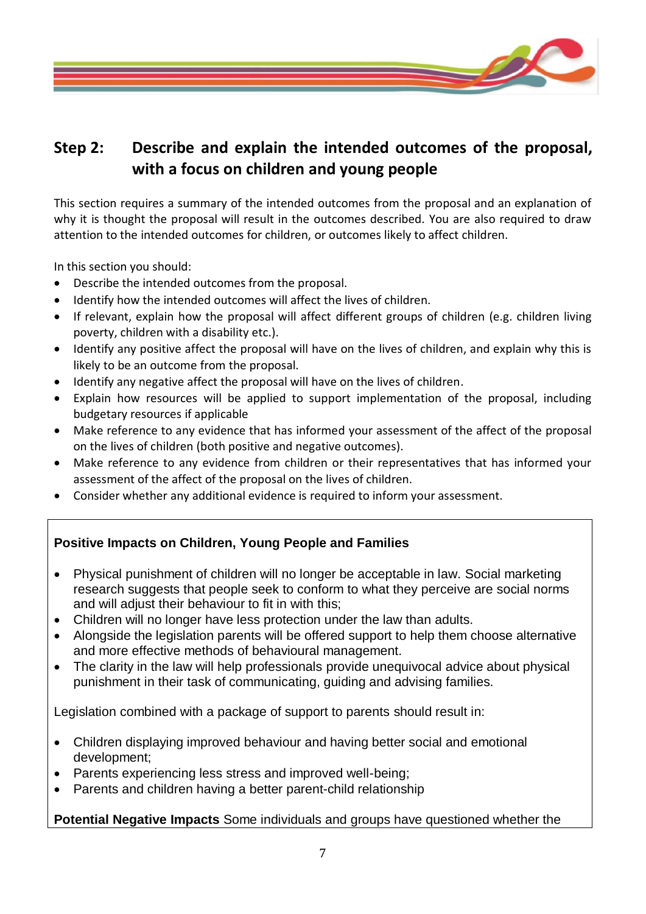## Step 2: Describe and explain the intended outcomes of the proposal, with a focus on children and young people

This section requires a summary of the intended outcomes from the proposal and an explanation of why it is thought the proposal will result in the outcomes described. You are also required to draw attention to the intended outcomes for children, or outcomes likely to affect children.

In this section you should:

- Describe the intended outcomes from the proposal.
- Identify how the intended outcomes will affect the lives of children.
- If relevant, explain how the proposal will affect different groups of children (e.g. children living poverty, children with a disability etc.).
- Identify any positive affect the proposal will have on the lives of children, and explain why this is likely to be an outcome from the proposal.
- Identify any negative affect the proposal will have on the lives of children.
- Explain how resources will be applied to support implementation of the proposal, including budgetary resources if applicable
- Make reference to any evidence that has informed your assessment of the affect of the proposal on the lives of children (both positive and negative outcomes).
- Make reference to any evidence from children or their representatives that has informed your assessment of the affect of the proposal on the lives of children.
- Consider whether any additional evidence is required to inform your assessment.

**Positive Impacts on Children, Young People and Families**

- Physical punishment of children will no longer be acceptable in law. Social marketing research suggests that people seek to conform to what they perceive are social norms and will adjust their behaviour to fit in with this;
- Children will no longer have less protection under the law than adults.
- Alongside the legislation parents will be offered support to help them choose alternative and more effective methods of behavioural management.
- The clarity in the law will help professionals provide unequivocal advice about physical punishment in their task of communicating, guiding and advising families.

Legislation combined with a package of support to parents should result in:

- Children displaying improved behaviour and having better social and emotional development;
- Parents experiencing less stress and improved well-being;
- Parents and children having a better parent-child relationship

**Potential Negative Impacts** Some individuals and groups have questioned whether the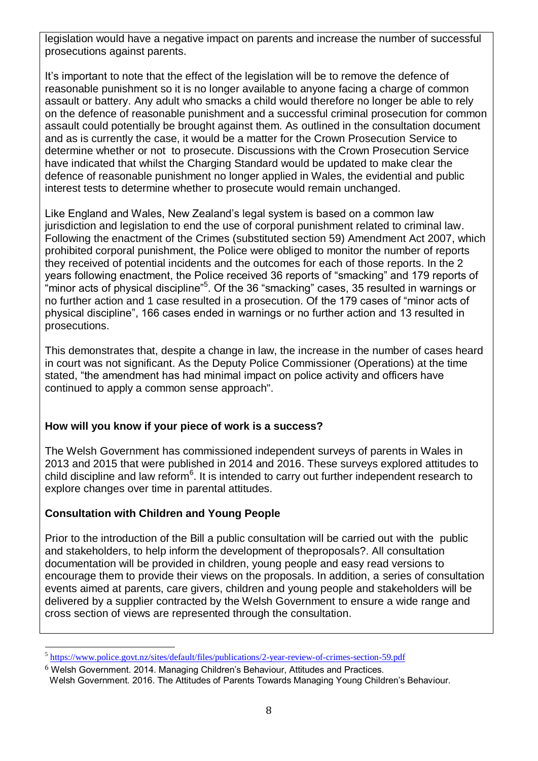legislation would have a negative impact on parents and increase the number of successful prosecutions against parents.

It's important to note that the effect of the legislation will be to remove the defence of reasonable punishment so it is no longer available to anyone facing a charge of common assault or battery. Any adult who smacks a child would therefore no longer be able to rely on the defence of reasonable punishment and a successful criminal prosecution for common assault could potentially be brought against them. As outlined in the consultation document and as is currently the case, it would be a matter for the Crown Prosecution Service to determine whether or not to prosecute. Discussions with the Crown Prosecution Service have indicated that whilst the Charging Standard would be updated to make clear the defence of reasonable punishment no longer applied in Wales, the evidential and public interest tests to determine whether to prosecute would remain unchanged.

Like England and Wales, New Zealand's legal system is based on a common law jurisdiction and legislation to end the use of corporal punishment related to criminal law. Following the enactment of the Crimes (substituted section 59) Amendment Act 2007, which prohibited corporal punishment, the Police were obliged to monitor the number of reports they received of potential incidents and the outcomes for each of those reports. In the 2 years following enactment, the Police received 36 reports of "smacking" and 179 reports of "minor acts of physical discipline"[5]. Of the 36 "smacking" cases, 35 resulted in warnings or no further action and 1 case resulted in a prosecution. Of the 179 cases of "minor acts of physical discipline", 166 cases ended in warnings or no further action and 13 resulted in prosecutions.

This demonstrates that, despite a change in law, the increase in the number of cases heard in court was not significant. As the Deputy Police Commissioner (Operations) at the time stated, "the amendment has had minimal impact on police activity and officers have continued to apply a common sense approach".

**How will you know if your piece of work is a success?**

The Welsh Government has commissioned independent surveys of parents in Wales in 2013 and 2015 that were published in 2014 and 2016. These surveys explored attitudes to child discipline and law reform[6]. It is intended to carry out further independent research to explore changes over time in parental attitudes.

**Consultation with Children and Young People**

Prior to the introduction of the Bill a public consultation will be carried out with the public and stakeholders, to help inform the development of theproposals?. All consultation documentation will be provided in children, young people and easy read versions to encourage them to provide their views on the proposals. In addition, a series of consultation events aimed at parents, care givers, children and young people and stakeholders will be delivered by a supplier contracted by the Welsh Government to ensure a wide range and cross section of views are represented through the consultation.

---

[5] https://www.police.govt.nz/sites/default/files/publications/2-year-review-of-crimes-section-59.pdf

[6] Welsh Government. 2014. Managing Children's Behaviour, Attitudes and Practices.
Welsh Government. 2016. The Attitudes of Parents Towards Managing Young Children's Behaviour.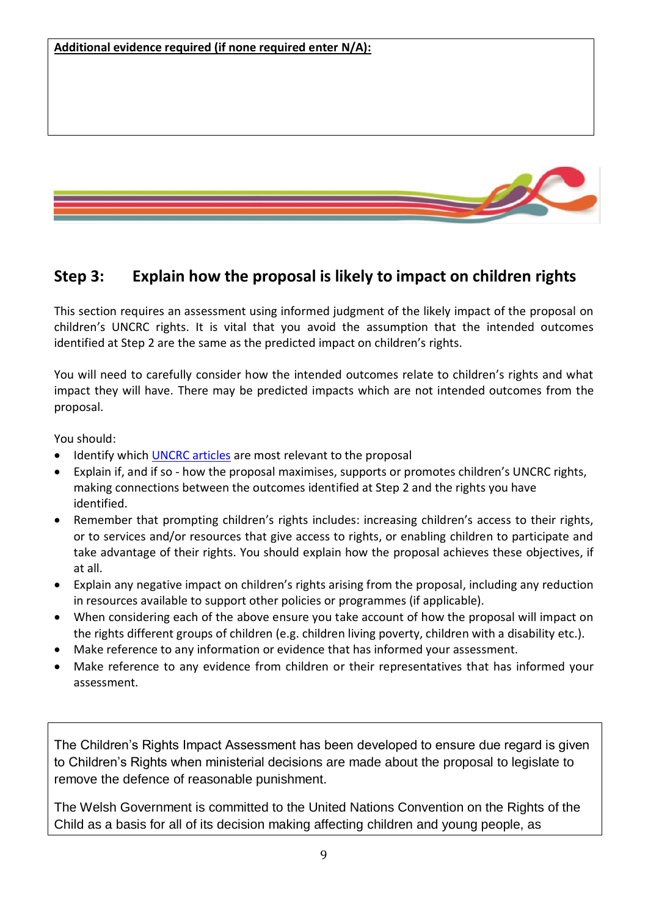**Additional evidence required (if none required enter N/A):**

## Step 3: Explain how the proposal is likely to impact on children rights

This section requires an assessment using informed judgment of the likely impact of the proposal on children's UNCRC rights. It is vital that you avoid the assumption that the intended outcomes identified at Step 2 are the same as the predicted impact on children's rights.

You will need to carefully consider how the intended outcomes relate to children's rights and what impact they will have. There may be predicted impacts which are not intended outcomes from the proposal.

You should:

- Identify which UNCRC articles are most relevant to the proposal
- Explain if, and if so - how the proposal maximises, supports or promotes children's UNCRC rights, making connections between the outcomes identified at Step 2 and the rights you have identified.
- Remember that prompting children's rights includes: increasing children's access to their rights, or to services and/or resources that give access to rights, or enabling children to participate and take advantage of their rights. You should explain how the proposal achieves these objectives, if at all.
- Explain any negative impact on children's rights arising from the proposal, including any reduction in resources available to support other policies or programmes (if applicable).
- When considering each of the above ensure you take account of how the proposal will impact on the rights different groups of children (e.g. children living poverty, children with a disability etc.).
- Make reference to any information or evidence that has informed your assessment.
- Make reference to any evidence from children or their representatives that has informed your assessment.

The Children's Rights Impact Assessment has been developed to ensure due regard is given to Children's Rights when ministerial decisions are made about the proposal to legislate to remove the defence of reasonable punishment.

The Welsh Government is committed to the United Nations Convention on the Rights of the Child as a basis for all of its decision making affecting children and young people, as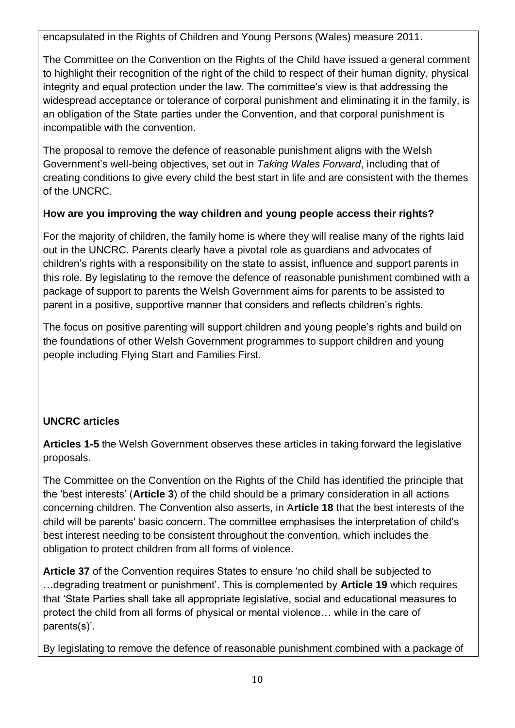encapsulated in the Rights of Children and Young Persons (Wales) measure 2011.

The Committee on the Convention on the Rights of the Child have issued a general comment to highlight their recognition of the right of the child to respect of their human dignity, physical integrity and equal protection under the law. The committee's view is that addressing the widespread acceptance or tolerance of corporal punishment and eliminating it in the family, is an obligation of the State parties under the Convention, and that corporal punishment is incompatible with the convention.

The proposal to remove the defence of reasonable punishment aligns with the Welsh Government's well-being objectives, set out in *Taking Wales Forward*, including that of creating conditions to give every child the best start in life and are consistent with the themes of the UNCRC.

**How are you improving the way children and young people access their rights?**

For the majority of children, the family home is where they will realise many of the rights laid out in the UNCRC. Parents clearly have a pivotal role as guardians and advocates of children's rights with a responsibility on the state to assist, influence and support parents in this role. By legislating to the remove the defence of reasonable punishment combined with a package of support to parents the Welsh Government aims for parents to be assisted to parent in a positive, supportive manner that considers and reflects children's rights.

The focus on positive parenting will support children and young people's rights and build on the foundations of other Welsh Government programmes to support children and young people including Flying Start and Families First.

**UNCRC articles**

**Articles 1-5** the Welsh Government observes these articles in taking forward the legislative proposals.

The Committee on the Convention on the Rights of the Child has identified the principle that the 'best interests' (**Article 3**) of the child should be a primary consideration in all actions concerning children. The Convention also asserts, in A**rticle 18** that the best interests of the child will be parents' basic concern. The committee emphasises the interpretation of child's best interest needing to be consistent throughout the convention, which includes the obligation to protect children from all forms of violence.

**Article 37** of the Convention requires States to ensure 'no child shall be subjected to …degrading treatment or punishment'. This is complemented by **Article 19** which requires that 'State Parties shall take all appropriate legislative, social and educational measures to protect the child from all forms of physical or mental violence… while in the care of parents(s)'.

By legislating to remove the defence of reasonable punishment combined with a package of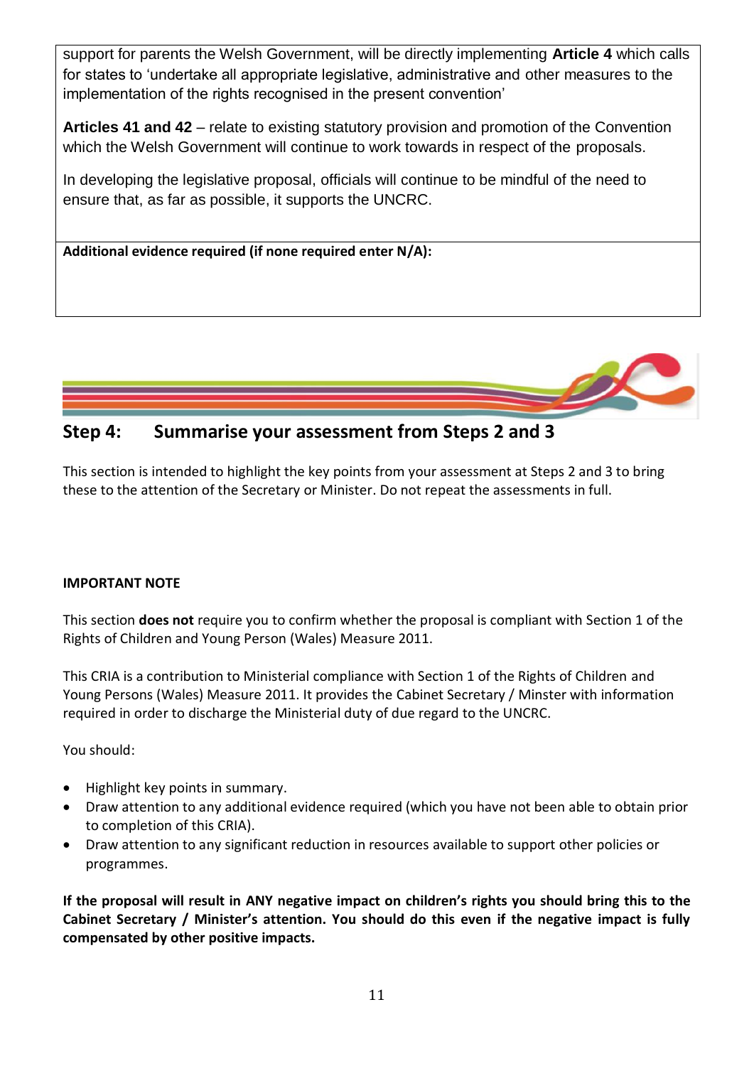support for parents the Welsh Government, will be directly implementing **Article 4** which calls for states to 'undertake all appropriate legislative, administrative and other measures to the implementation of the rights recognised in the present convention'

**Articles 41 and 42** – relate to existing statutory provision and promotion of the Convention which the Welsh Government will continue to work towards in respect of the proposals.

In developing the legislative proposal, officials will continue to be mindful of the need to ensure that, as far as possible, it supports the UNCRC.

**Additional evidence required (if none required enter N/A):**

## Step 4: Summarise your assessment from Steps 2 and 3

This section is intended to highlight the key points from your assessment at Steps 2 and 3 to bring these to the attention of the Secretary or Minister. Do not repeat the assessments in full.

**IMPORTANT NOTE**

This section **does not** require you to confirm whether the proposal is compliant with Section 1 of the Rights of Children and Young Person (Wales) Measure 2011.

This CRIA is a contribution to Ministerial compliance with Section 1 of the Rights of Children and Young Persons (Wales) Measure 2011. It provides the Cabinet Secretary / Minster with information required in order to discharge the Ministerial duty of due regard to the UNCRC.

You should:

- Highlight key points in summary.
- Draw attention to any additional evidence required (which you have not been able to obtain prior to completion of this CRIA).
- Draw attention to any significant reduction in resources available to support other policies or programmes.

**If the proposal will result in ANY negative impact on children's rights you should bring this to the Cabinet Secretary / Minister's attention. You should do this even if the negative impact is fully compensated by other positive impacts.**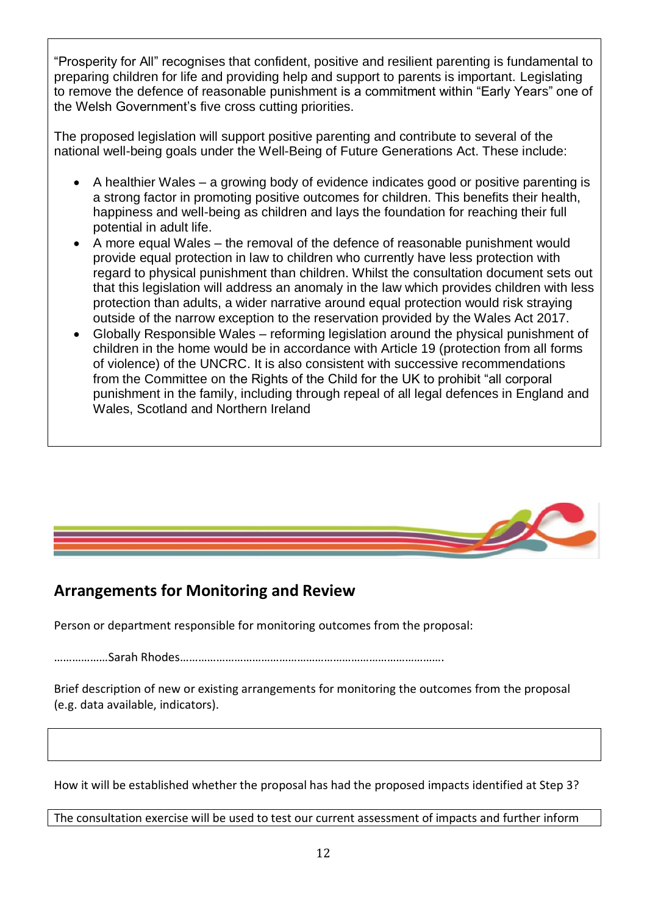"Prosperity for All" recognises that confident, positive and resilient parenting is fundamental to preparing children for life and providing help and support to parents is important. Legislating to remove the defence of reasonable punishment is a commitment within "Early Years" one of the Welsh Government's five cross cutting priorities.

The proposed legislation will support positive parenting and contribute to several of the national well-being goals under the Well-Being of Future Generations Act. These include:

- A healthier Wales – a growing body of evidence indicates good or positive parenting is a strong factor in promoting positive outcomes for children. This benefits their health, happiness and well-being as children and lays the foundation for reaching their full potential in adult life.
- A more equal Wales – the removal of the defence of reasonable punishment would provide equal protection in law to children who currently have less protection with regard to physical punishment than children. Whilst the consultation document sets out that this legislation will address an anomaly in the law which provides children with less protection than adults, a wider narrative around equal protection would risk straying outside of the narrow exception to the reservation provided by the Wales Act 2017.
- Globally Responsible Wales – reforming legislation around the physical punishment of children in the home would be in accordance with Article 19 (protection from all forms of violence) of the UNCRC. It is also consistent with successive recommendations from the Committee on the Rights of the Child for the UK to prohibit "all corporal punishment in the family, including through repeal of all legal defences in England and Wales, Scotland and Northern Ireland

## Arrangements for Monitoring and Review

Person or department responsible for monitoring outcomes from the proposal:

………………Sarah Rhodes…………………………………………………………………………….

Brief description of new or existing arrangements for monitoring the outcomes from the proposal (e.g. data available, indicators).

How it will be established whether the proposal has had the proposed impacts identified at Step 3?

The consultation exercise will be used to test our current assessment of impacts and further inform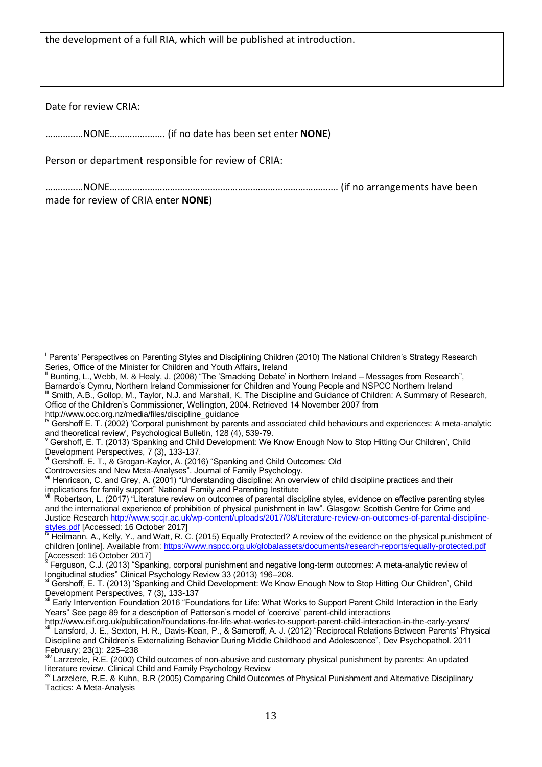| the development of a full RIA, which will be published at introduction. |
|---|

Date for review CRIA:

……………NONE…………………. (if no date has been set enter **NONE**)

Person or department responsible for review of CRIA:

……………NONE……………………………………………………………………………… (if no arrangements have been made for review of CRIA enter **NONE**)

---

[i] Parents' Perspectives on Parenting Styles and Disciplining Children (2010) The National Children's Strategy Research Series, Office of the Minister for Children and Youth Affairs, Ireland

[ii] Bunting, L., Webb, M. & Healy, J. (2008) "The 'Smacking Debate' in Northern Ireland – Messages from Research", Barnardo's Cymru, Northern Ireland Commissioner for Children and Young People and NSPCC Northern Ireland

[iii] Smith, A.B., Gollop, M., Taylor, N.J. and Marshall, K. The Discipline and Guidance of Children: A Summary of Research, Office of the Children's Commissioner, Wellington, 2004. Retrieved 14 November 2007 from http://www.occ.org.nz/media/files/discipline_guidance

[iv] Gershoff E. T. (2002) 'Corporal punishment by parents and associated child behaviours and experiences: A meta-analytic and theoretical review', Psychological Bulletin, 128 (4), 539-79.

[v] Gershoff, E. T. (2013) 'Spanking and Child Development: We Know Enough Now to Stop Hitting Our Children', Child Development Perspectives, 7 (3), 133-137.

[vi] Gershoff, E. T., & Grogan-Kaylor, A. (2016) "Spanking and Child Outcomes: Old Controversies and New Meta-Analyses". Journal of Family Psychology.

[vii] Henricson, C. and Grey, A. (2001) "Understanding discipline: An overview of child discipline practices and their implications for family support" National Family and Parenting Institute

[viii] Robertson, L. (2017) "Literature review on outcomes of parental discipline styles, evidence on effective parenting styles and the international experience of prohibition of physical punishment in law". Glasgow: Scottish Centre for Crime and Justice Research http://www.sccjr.ac.uk/wp-content/uploads/2017/08/Literature-review-on-outcomes-of-parental-discipline-styles.pdf [Accessed: 16 October 2017]

[ix] Heilmann, A., Kelly, Y., and Watt, R. C. (2015) Equally Protected? A review of the evidence on the physical punishment of children [online]. Available from: https://www.nspcc.org.uk/globalassets/documents/research-reports/equally-protected.pdf [Accessed: 16 October 2017]

[x] Ferguson, C.J. (2013) "Spanking, corporal punishment and negative long-term outcomes: A meta-analytic review of longitudinal studies" Clinical Psychology Review 33 (2013) 196–208.

[xi] Gershoff, E. T. (2013) 'Spanking and Child Development: We Know Enough Now to Stop Hitting Our Children', Child Development Perspectives, 7 (3), 133-137

[xii] Early Intervention Foundation 2016 "Foundations for Life: What Works to Support Parent Child Interaction in the Early Years" See page 89 for a description of Patterson's model of 'coercive' parent-child interactions http://www.eif.org.uk/publication/foundations-for-life-what-works-to-support-parent-child-interaction-in-the-early-years/

[xiii] Lansford, J. E., Sexton, H. R., Davis-Kean, P., & Sameroff, A. J. (2012) "Reciprocal Relations Between Parents' Physical Discipline and Children's Externalizing Behavior During Middle Childhood and Adolescence", Dev Psychopathol. 2011 February; 23(1): 225–238

[xiv] Larzerele, R.E. (2000) Child outcomes of non-abusive and customary physical punishment by parents: An updated literature review. Clinical Child and Family Psychology Review

[xv] Larzelere, R.E. & Kuhn, B.R (2005) Comparing Child Outcomes of Physical Punishment and Alternative Disciplinary Tactics: A Meta-Analysis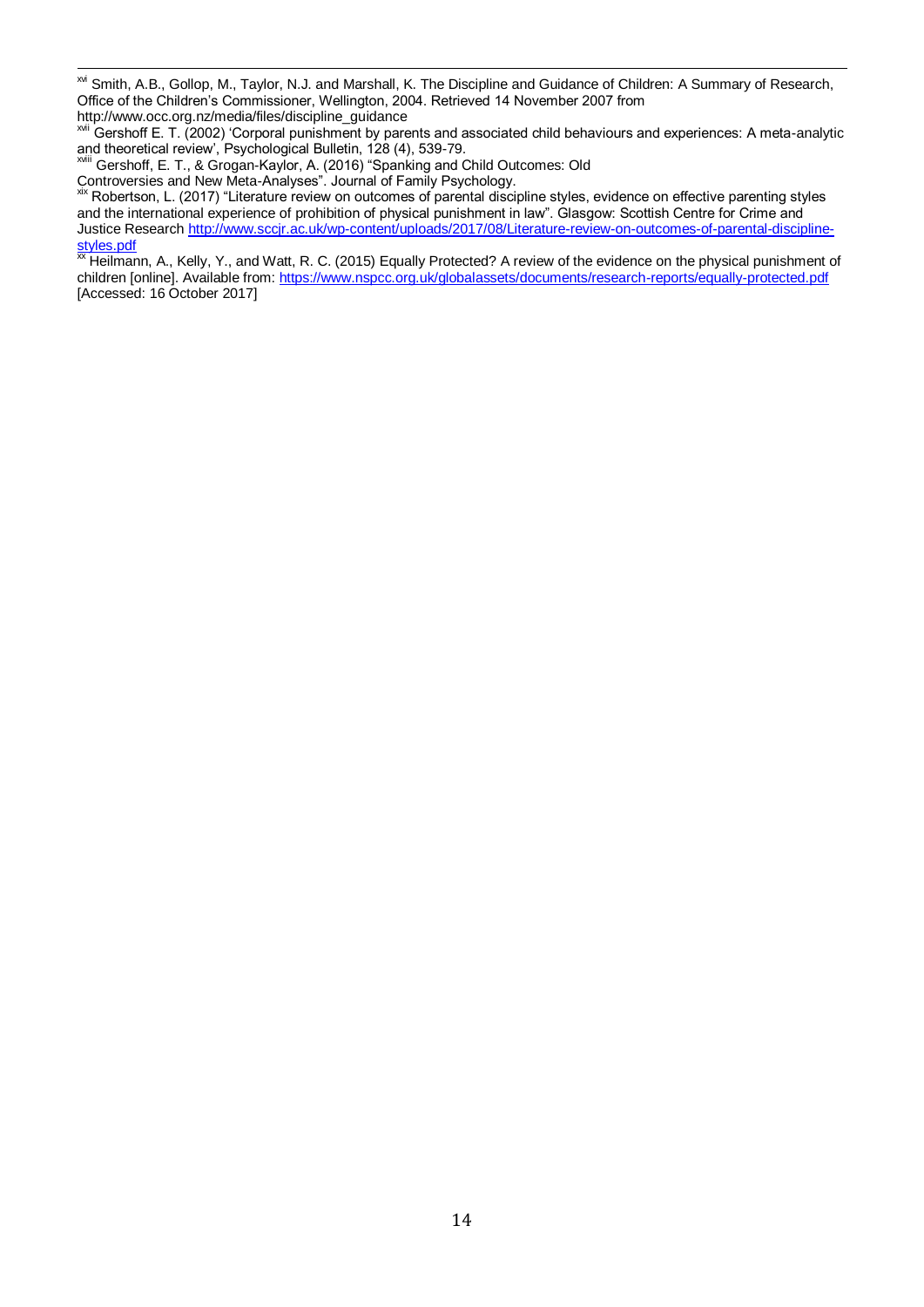[xvi] Smith, A.B., Gollop, M., Taylor, N.J. and Marshall, K. The Discipline and Guidance of Children: A Summary of Research, Office of the Children's Commissioner, Wellington, 2004. Retrieved 14 November 2007 from http://www.occ.org.nz/media/files/discipline_guidance

[xvii] Gershoff E. T. (2002) 'Corporal punishment by parents and associated child behaviours and experiences: A meta-analytic and theoretical review', Psychological Bulletin, 128 (4), 539-79.

[xviii] Gershoff, E. T., & Grogan-Kaylor, A. (2016) "Spanking and Child Outcomes: Old Controversies and New Meta-Analyses". Journal of Family Psychology.

[xix] Robertson, L. (2017) "Literature review on outcomes of parental discipline styles, evidence on effective parenting styles and the international experience of prohibition of physical punishment in law". Glasgow: Scottish Centre for Crime and Justice Research http://www.sccjr.ac.uk/wp-content/uploads/2017/08/Literature-review-on-outcomes-of-parental-discipline-styles.pdf

[xx] Heilmann, A., Kelly, Y., and Watt, R. C. (2015) Equally Protected? A review of the evidence on the physical punishment of children [online]. Available from: https://www.nspcc.org.uk/globalassets/documents/research-reports/equally-protected.pdf [Accessed: 16 October 2017]